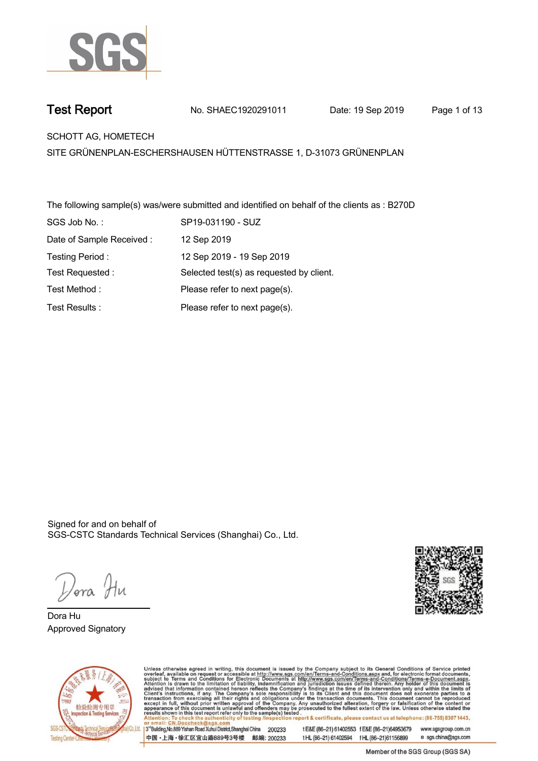# Test Report

No. SHAEC1920291011 Date: 19 Sep 2019

SCHOTT AG, HOMETECH

SITE GRÜNENPLAN-ESCHERSHAUSEN HÜTTENSTRASSE 1, D-31073 GRÜNENPLAN

The following sample(s) was/were submitted and identified on behalf of the clients as : B270D

| | |
|---|---|
| SGS Job No. : | SP19-031190 - SUZ |
| Date of Sample Received : | 12 Sep 2019 |
| Testing Period : | 12 Sep 2019 - 19 Sep 2019 |
| Test Requested : | Selected test(s) as requested by client. |
| Test Method : | Please refer to next page(s). |
| Test Results : | Please refer to next page(s). |

Signed for and on behalf of
SGS-CSTC Standards Technical Services (Shanghai) Co., Ltd.

Dora Hu
Approved Signatory

Unless otherwise agreed in writing, this document is issued by the Company subject to its General Conditions of Service printed overleaf, available on request or accessible at http://www.sgs.com/en/Terms-and-Conditions.aspx and, for electronic format documents, subject to Terms and Conditions for Electronic Documents at http://www.sgs.com/en/Terms-and-Conditions/Terms-e-Document.aspx. Attention is drawn to the limitation of liability, indemnification and jurisdiction issues defined therein. Any holder of this document is advised that information contained hereon reflects the Company's findings at the time of its intervention only and within the limits of Client's instructions, if any. The Company's sole responsibility is to its Client and this document does not exonerate parties to a transaction from exercising all their rights and obligations under the transaction documents. This document cannot be reproduced except in full, without prior written approval of the Company. Any unauthorized alteration, forgery or falsification of the content or appearance of this document is unlawful and offenders may be prosecuted to the fullest extent of the law. Unless otherwise stated the results shown in this test report refer only to the sample(s) tested.
Attention: To check the authenticity of testing /inspection report & certificate, please contact us at telephone: (86-755) 8307 1443, or email: CN.Doccheck@sgs.com

3rd Building,No.889 Yishan Road Xuhui District,Shanghai China 200233 t E&E (86–21) 61402553 f E&E (86–21)64953679 www.sgsgroup.com.cn
中国・上海・徐汇区宜山路889号3号楼 邮编: 200233 t HL (86–21) 61402594 f HL (86–21)61156899 e sgs.china@sgs.com

Member of the SGS Group (SGS SA)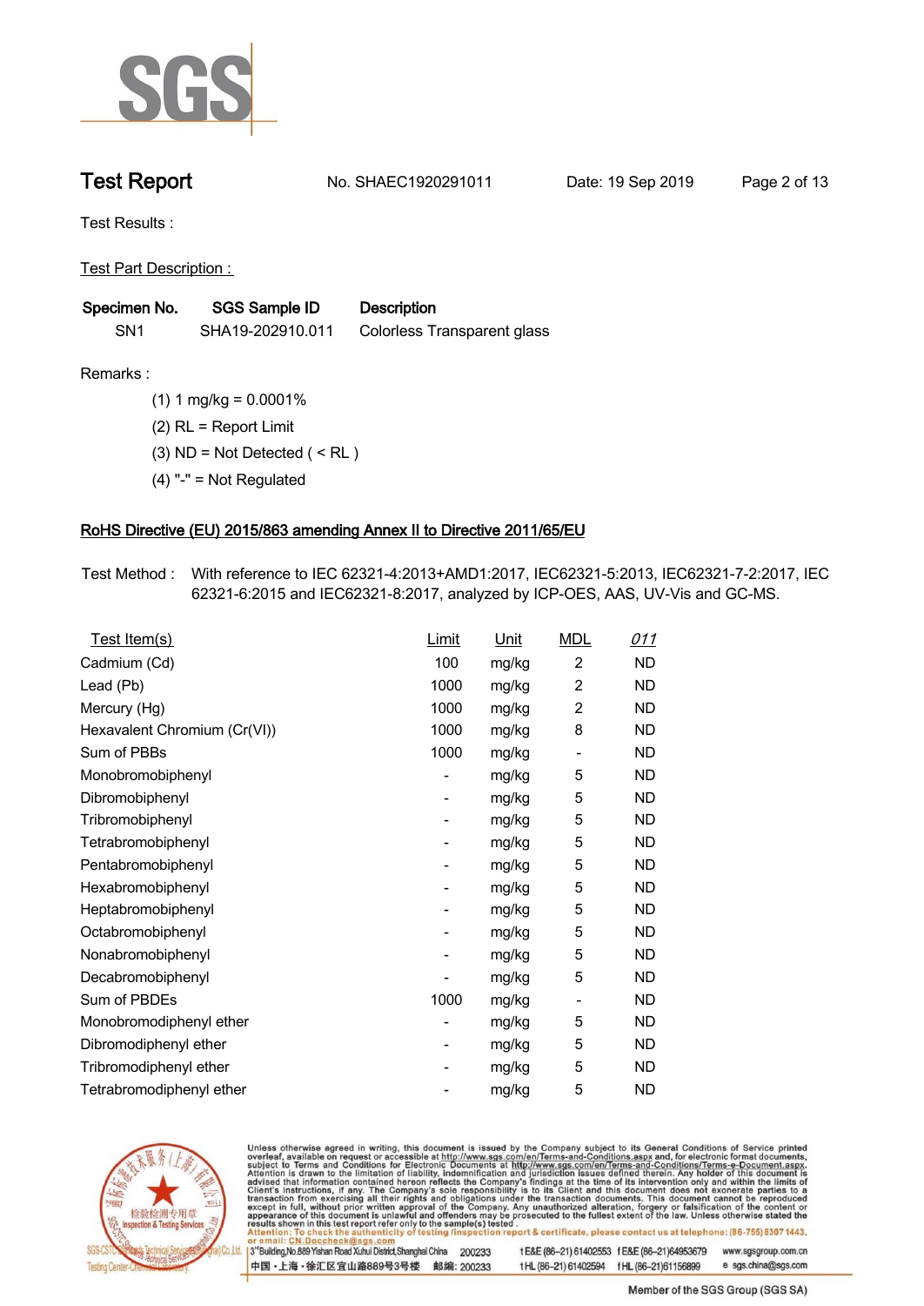## Test Report

No. SHAEC1920291011 Date: 19 Sep 2019

Test Results :

Test Part Description :

| Specimen No. | SGS Sample ID | Description |
|---|---|---|
| SN1 | SHA19-202910.011 | Colorless Transparent glass |

Remarks :

(1) 1 mg/kg = 0.0001%

(2) RL = Report Limit

(3) ND = Not Detected ( < RL )

(4) "-" = Not Regulated

### RoHS Directive (EU) 2015/863 amending Annex II to Directive 2011/65/EU

Test Method : With reference to IEC 62321-4:2013+AMD1:2017, IEC62321-5:2013, IEC62321-7-2:2017, IEC 62321-6:2015 and IEC62321-8:2017, analyzed by ICP-OES, AAS, UV-Vis and GC-MS.

| Test Item(s) | Limit | Unit | MDL | 011 |
|---|---|---|---|---|
| Cadmium (Cd) | 100 | mg/kg | 2 | ND |
| Lead (Pb) | 1000 | mg/kg | 2 | ND |
| Mercury (Hg) | 1000 | mg/kg | 2 | ND |
| Hexavalent Chromium (Cr(VI)) | 1000 | mg/kg | 8 | ND |
| Sum of PBBs | 1000 | mg/kg | - | ND |
| Monobromobiphenyl | - | mg/kg | 5 | ND |
| Dibromobiphenyl | - | mg/kg | 5 | ND |
| Tribromobiphenyl | - | mg/kg | 5 | ND |
| Tetrabromobiphenyl | - | mg/kg | 5 | ND |
| Pentabromobiphenyl | - | mg/kg | 5 | ND |
| Hexabromobiphenyl | - | mg/kg | 5 | ND |
| Heptabromobiphenyl | - | mg/kg | 5 | ND |
| Octabromobiphenyl | - | mg/kg | 5 | ND |
| Nonabromobiphenyl | - | mg/kg | 5 | ND |
| Decabromobiphenyl | - | mg/kg | 5 | ND |
| Sum of PBDEs | 1000 | mg/kg | - | ND |
| Monobromodiphenyl ether | - | mg/kg | 5 | ND |
| Dibromodiphenyl ether | - | mg/kg | 5 | ND |
| Tribromodiphenyl ether | - | mg/kg | 5 | ND |
| Tetrabromodiphenyl ether | - | mg/kg | 5 | ND |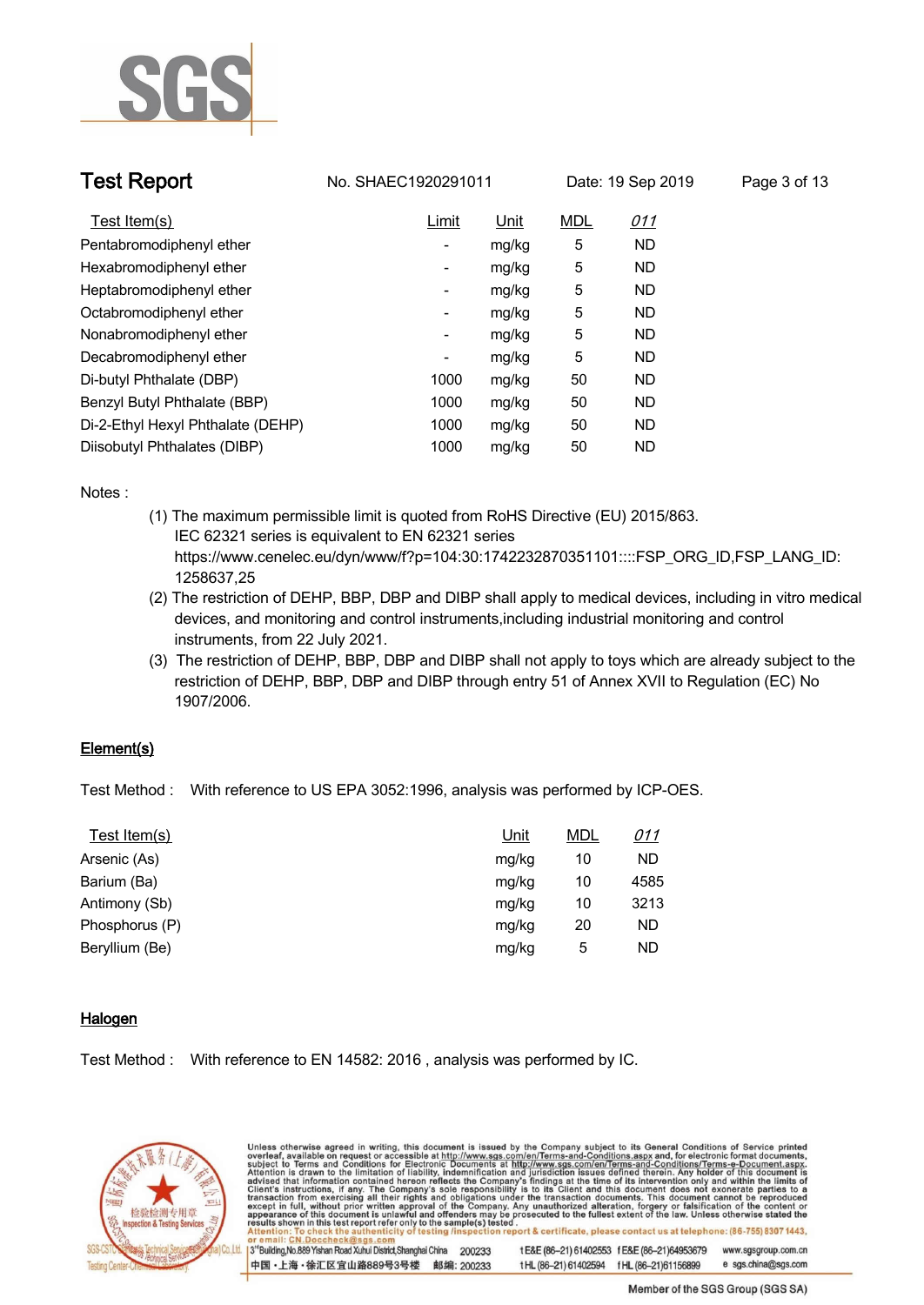| Test Item(s) | Limit | Unit | MDL | 011 |
|---|---|---|---|---|
| Pentabromodiphenyl ether | - | mg/kg | 5 | ND |
| Hexabromodiphenyl ether | - | mg/kg | 5 | ND |
| Heptabromodiphenyl ether | - | mg/kg | 5 | ND |
| Octabromodiphenyl ether | - | mg/kg | 5 | ND |
| Nonabromodiphenyl ether | - | mg/kg | 5 | ND |
| Decabromodiphenyl ether | - | mg/kg | 5 | ND |
| Di-butyl Phthalate (DBP) | 1000 | mg/kg | 50 | ND |
| Benzyl Butyl Phthalate (BBP) | 1000 | mg/kg | 50 | ND |
| Di-2-Ethyl Hexyl Phthalate (DEHP) | 1000 | mg/kg | 50 | ND |
| Diisobutyl Phthalates (DIBP) | 1000 | mg/kg | 50 | ND |

Notes :

(1) The maximum permissible limit is quoted from RoHS Directive (EU) 2015/863.
IEC 62321 series is equivalent to EN 62321 series
https://www.cenelec.eu/dyn/www/f?p=104:30:1742232870351101::::FSP_ORG_ID,FSP_LANG_ID:1258637,25

(2) The restriction of DEHP, BBP, DBP and DIBP shall apply to medical devices, including in vitro medical devices, and monitoring and control instruments,including industrial monitoring and control instruments, from 22 July 2021.

(3) The restriction of DEHP, BBP, DBP and DIBP shall not apply to toys which are already subject to the restriction of DEHP, BBP, DBP and DIBP through entry 51 of Annex XVII to Regulation (EC) No 1907/2006.

## Element(s)

Test Method : With reference to US EPA 3052:1996, analysis was performed by ICP-OES.

| Test Item(s) | Unit | MDL | 011 |
|---|---|---|---|
| Arsenic (As) | mg/kg | 10 | ND |
| Barium (Ba) | mg/kg | 10 | 4585 |
| Antimony (Sb) | mg/kg | 10 | 3213 |
| Phosphorus (P) | mg/kg | 20 | ND |
| Beryllium (Be) | mg/kg | 5 | ND |

## Halogen

Test Method : With reference to EN 14582: 2016 , analysis was performed by IC.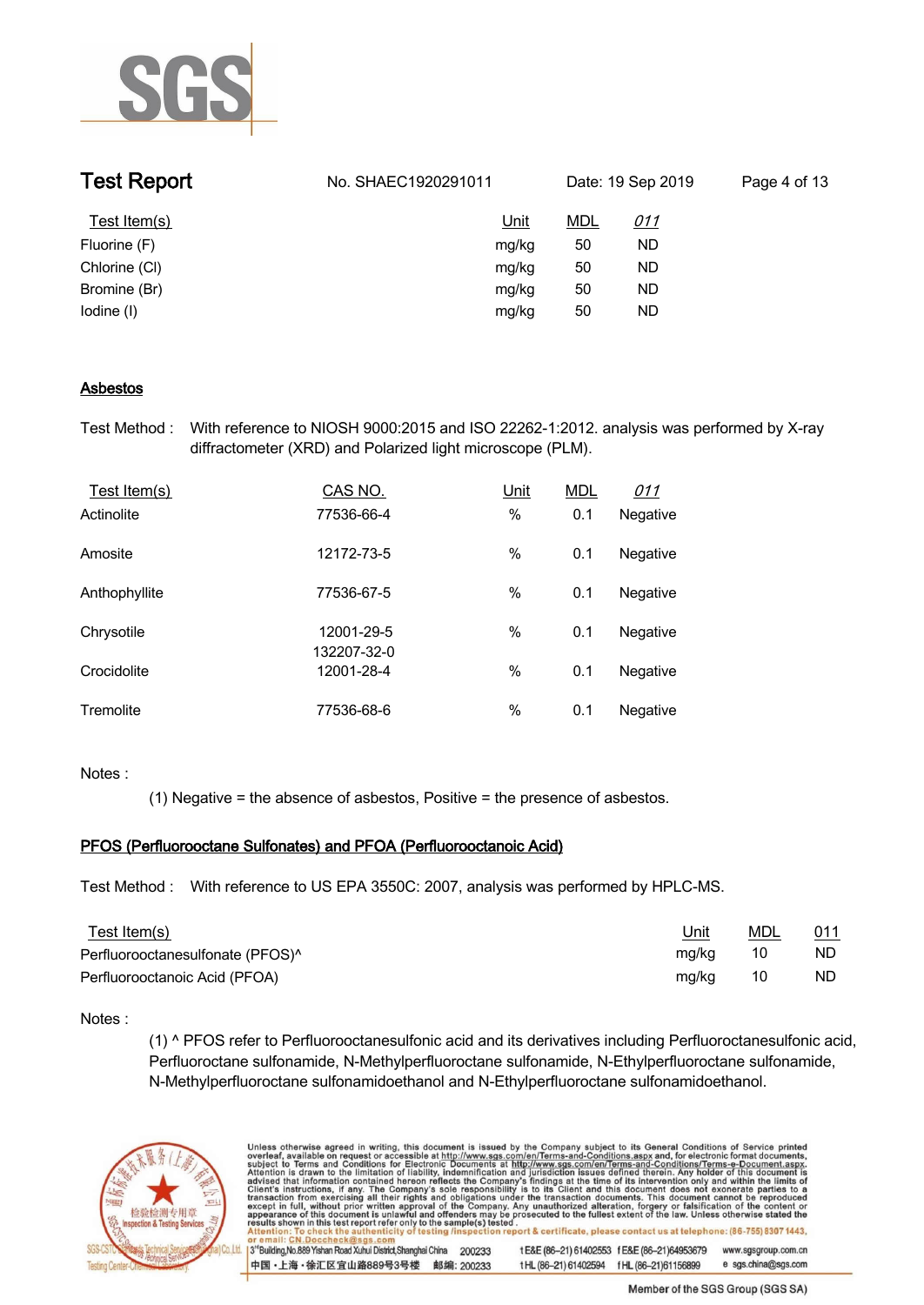| Test Item(s) | Unit | MDL | 011 |
|---|---|---|---|
| Fluorine (F) | mg/kg | 50 | ND |
| Chlorine (Cl) | mg/kg | 50 | ND |
| Bromine (Br) | mg/kg | 50 | ND |
| Iodine (I) | mg/kg | 50 | ND |

## Asbestos

Test Method : With reference to NIOSH 9000:2015 and ISO 22262-1:2012. analysis was performed by X-ray diffractometer (XRD) and Polarized light microscope (PLM).

| Test Item(s) | CAS NO. | Unit | MDL | 011 |
|---|---|---|---|---|
| Actinolite | 77536-66-4 | % | 0.1 | Negative |
| Amosite | 12172-73-5 | % | 0.1 | Negative |
| Anthophyllite | 77536-67-5 | % | 0.1 | Negative |
| Chrysotile | 12001-29-5<br>132207-32-0 | % | 0.1 | Negative |
| Crocidolite | 12001-28-4 | % | 0.1 | Negative |
| Tremolite | 77536-68-6 | % | 0.1 | Negative |

Notes :

(1) Negative = the absence of asbestos, Positive = the presence of asbestos.

## PFOS (Perfluorooctane Sulfonates) and PFOA (Perfluorooctanoic Acid)

Test Method : With reference to US EPA 3550C: 2007, analysis was performed by HPLC-MS.

| Test Item(s) | Unit | MDL | 011 |
|---|---|---|---|
| Perfluorooctanesulfonate (PFOS)^ | mg/kg | 10 | ND |
| Perfluorooctanoic Acid (PFOA) | mg/kg | 10 | ND |

Notes :

(1) ^ PFOS refer to Perfluorooctanesulfonic acid and its derivatives including Perfluoroctanesulfonic acid, Perfluoroctane sulfonamide, N-Methylperfluoroctane sulfonamide, N-Ethylperfluoroctane sulfonamide, N-Methylperfluoroctane sulfonamidoethanol and N-Ethylperfluoroctane sulfonamidoethanol.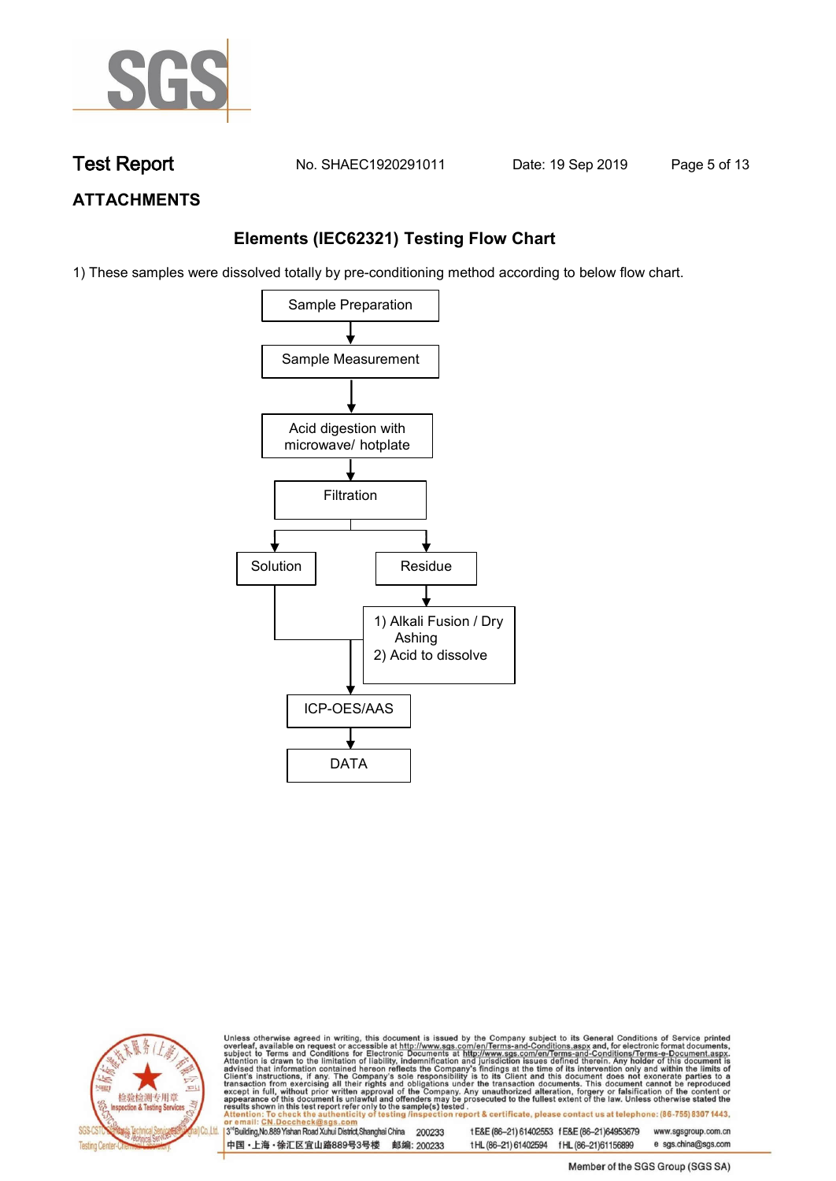# Test Report

No. SHAEC1920291011　　Date: 19 Sep 2019

## ATTACHMENTS

### Elements (IEC62321) Testing Flow Chart

1) These samples were dissolved totally by pre-conditioning method according to below flow chart.

Sample Preparation
↓
Sample Measurement
↓
Acid digestion with microwave/ hotplate
↓
Filtration
↓
Solution | Residue

Residue → 1) Alkali Fusion / Dry Ashing 2) Acid to dissolve

Solution and dissolved residue → ICP-OES/AAS
↓
DATA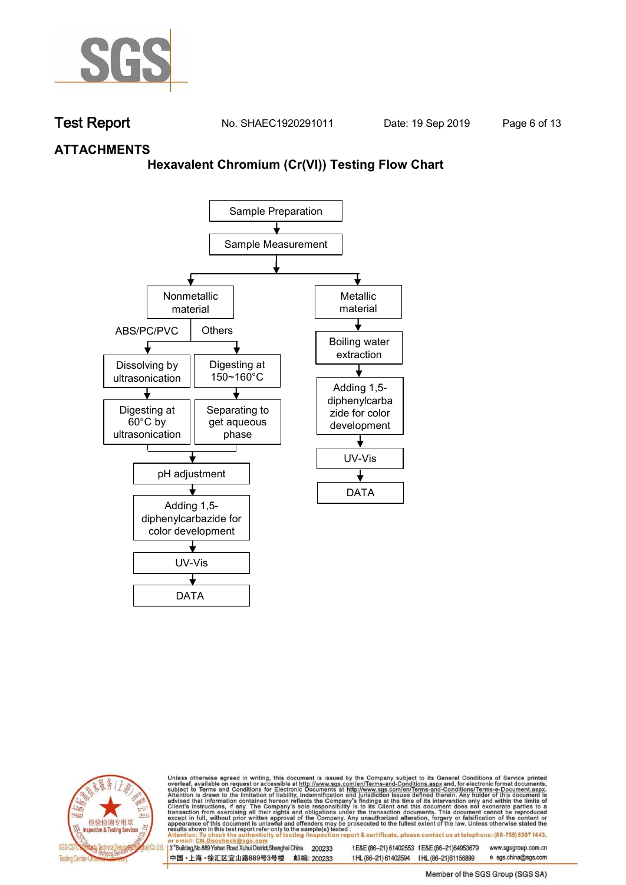## ATTACHMENTS

### Hexavalent Chromium (Cr(VI)) Testing Flow Chart

Sample Preparation
↓
Sample Measurement
↓

**Nonmetallic material**

- ABS/PC/PVC
  - Dissolving by ultrasonication
  - ↓
  - Digesting at 60°C by ultrasonication
- Others
  - Digesting at 150~160°C
  - ↓
  - Separating to get aqueous phase

↓
pH adjustment
↓
Adding 1,5-diphenylcarbazide for color development
↓
UV-Vis
↓
DATA

**Metallic material**

↓
Boiling water extraction
↓
Adding 1,5-diphenylcarbazide for color development
↓
UV-Vis
↓
DATA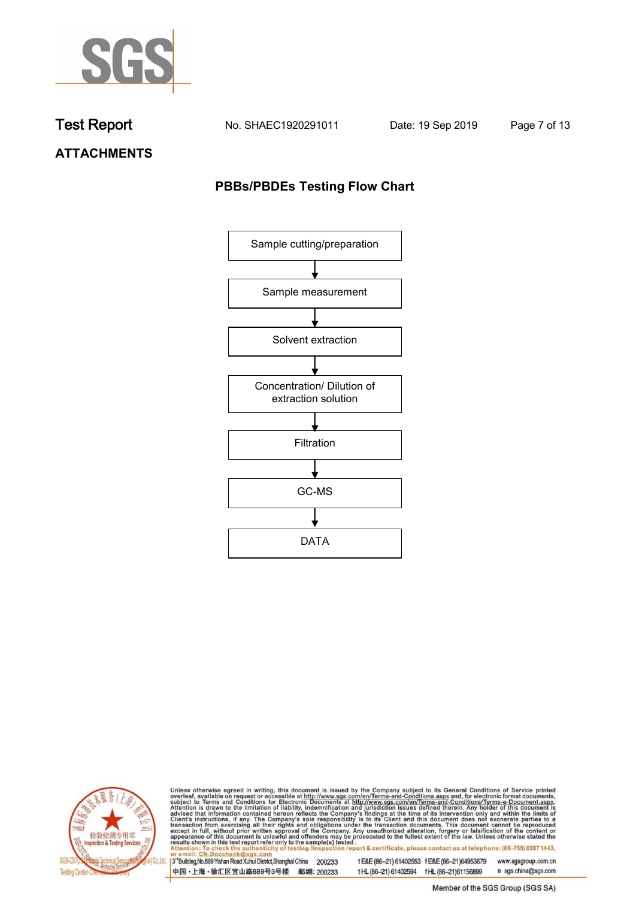## ATTACHMENTS

### PBBs/PBDEs Testing Flow Chart

Sample cutting/preparation

↓

Sample measurement

↓

Solvent extraction

↓

Concentration/ Dilution of extraction solution

↓

Filtration

↓

GC-MS

↓

DATA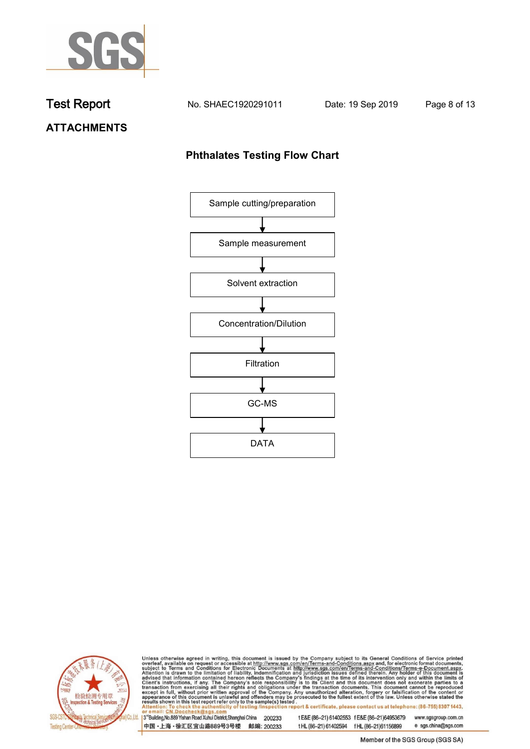# ATTACHMENTS

## Phthalates Testing Flow Chart

Sample cutting/preparation

↓

Sample measurement

↓

Solvent extraction

↓

Concentration/Dilution

↓

Filtration

↓

GC-MS

↓

DATA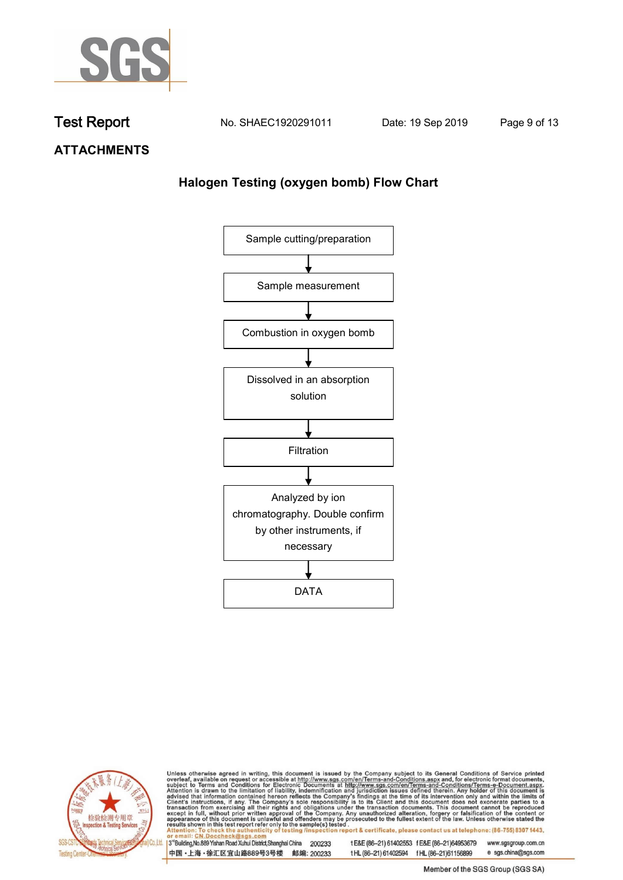# ATTACHMENTS

## Halogen Testing (oxygen bomb) Flow Chart

Sample cutting/preparation

↓

Sample measurement

↓

Combustion in oxygen bomb

↓

Dissolved in an absorption solution

↓

Filtration

↓

Analyzed by ion chromatography. Double confirm by other instruments, if necessary

↓

DATA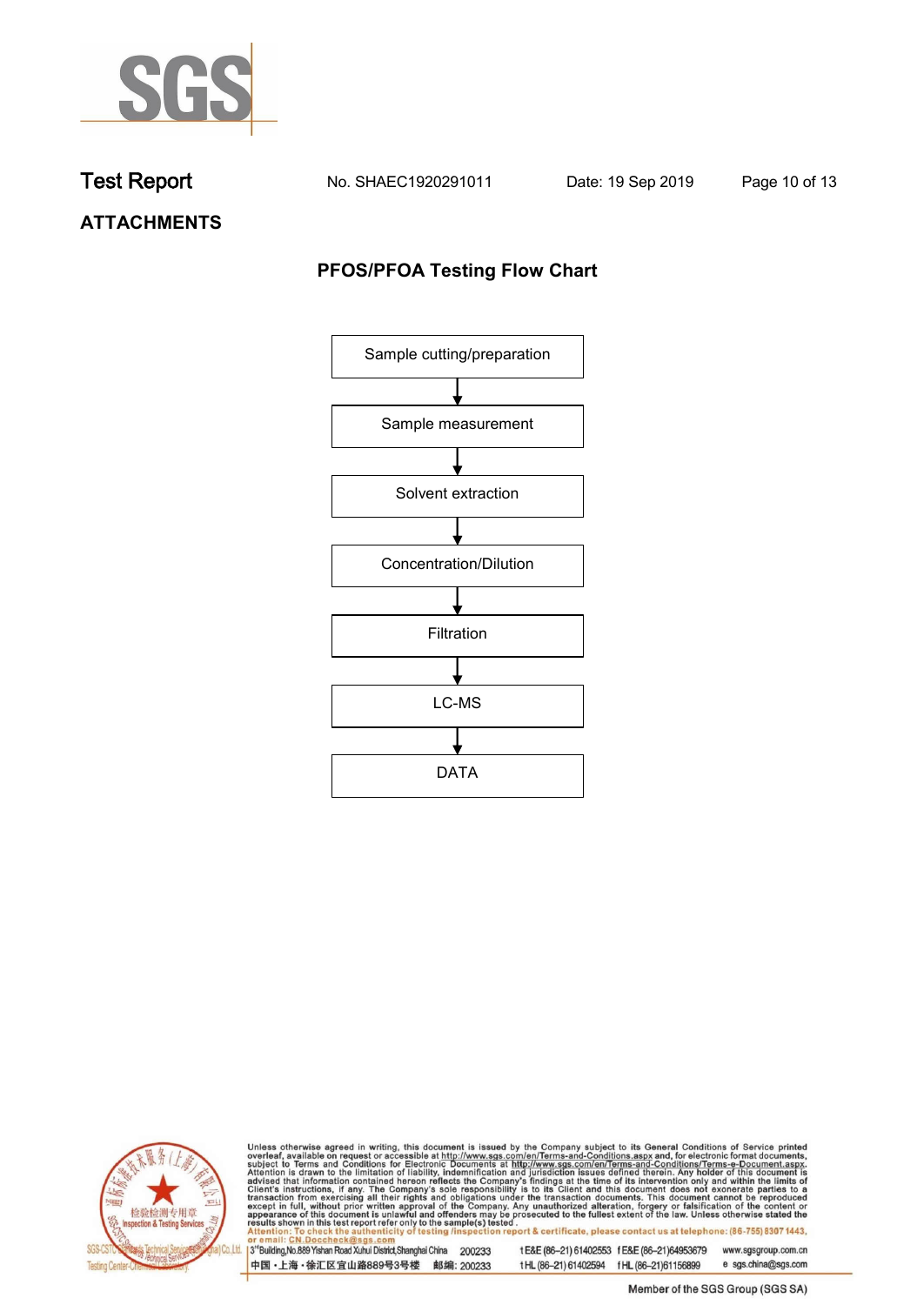**Test Report** No. SHAEC1920291011 Date: 19 Sep 2019

## ATTACHMENTS

### PFOS/PFOA Testing Flow Chart

Sample cutting/preparation

↓

Sample measurement

↓

Solvent extraction

↓

Concentration/Dilution

↓

Filtration

↓

LC-MS

↓

DATA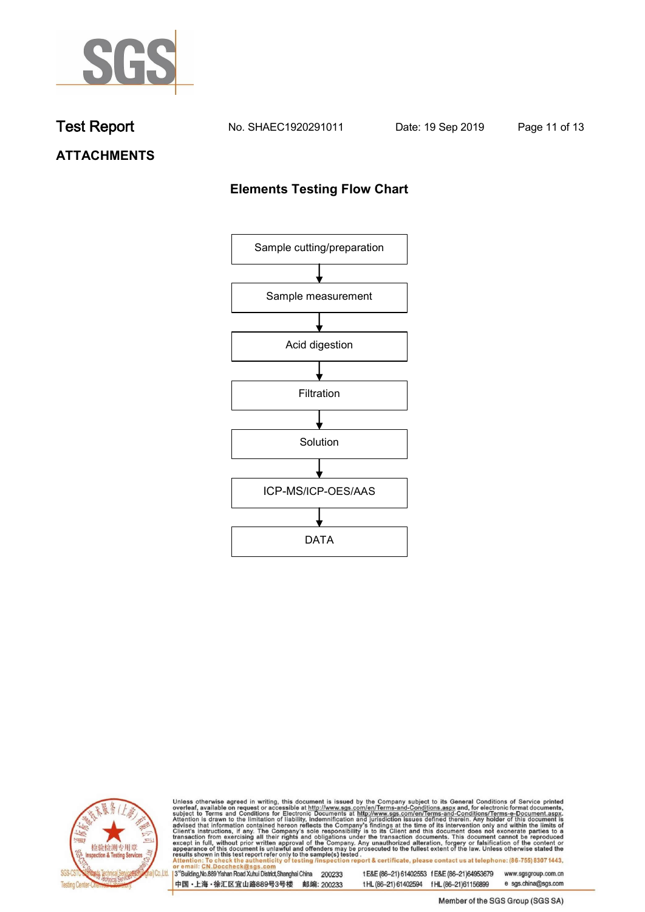**Test Report** No. SHAEC1920291011 Date: 19 Sep 2019

## ATTACHMENTS

### Elements Testing Flow Chart

Sample cutting/preparation

↓

Sample measurement

↓

Acid digestion

↓

Filtration

↓

Solution

↓

ICP-MS/ICP-OES/AAS

↓

DATA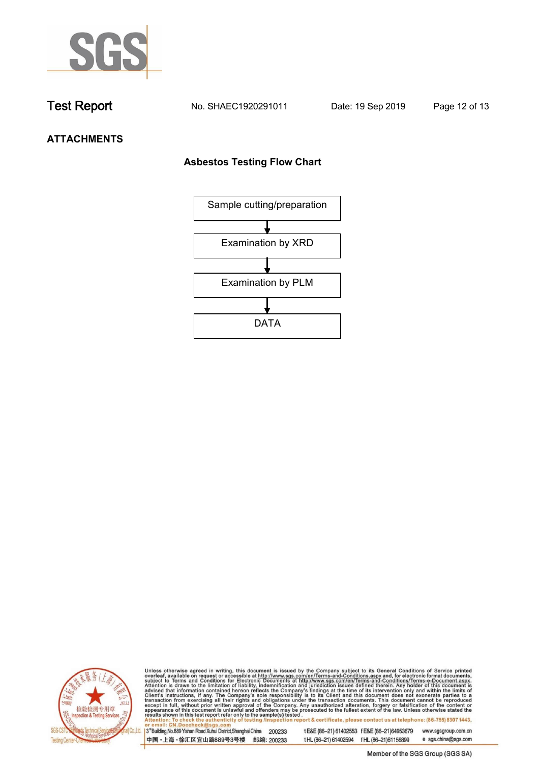Test Report No. SHAEC1920291011 Date: 19 Sep 2019

## ATTACHMENTS

### Asbestos Testing Flow Chart

Sample cutting/preparation

↓

Examination by XRD

↓

Examination by PLM

↓

DATA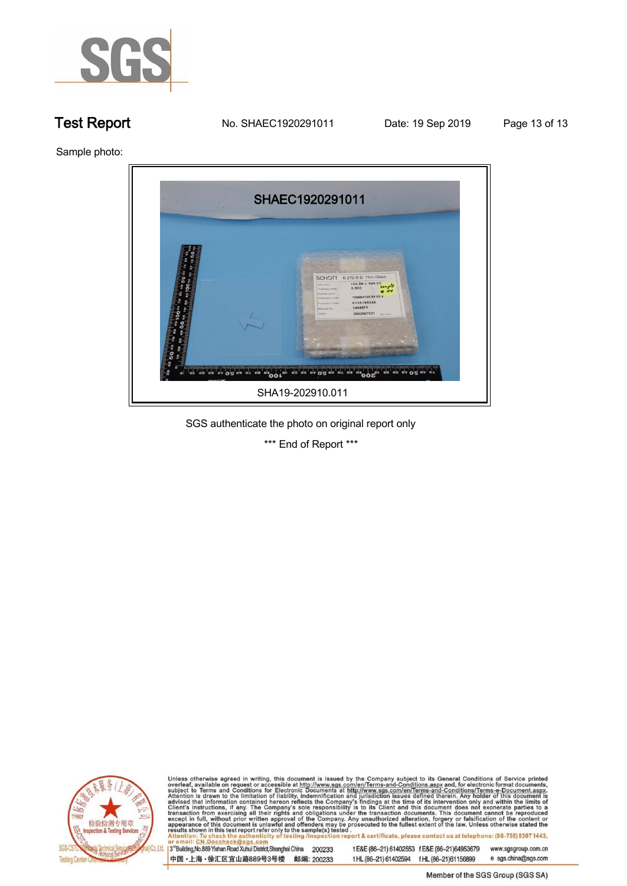Sample photo:

SHA19-202910.011

SGS authenticate the photo on original report only

\*\*\* End of Report \*\*\*